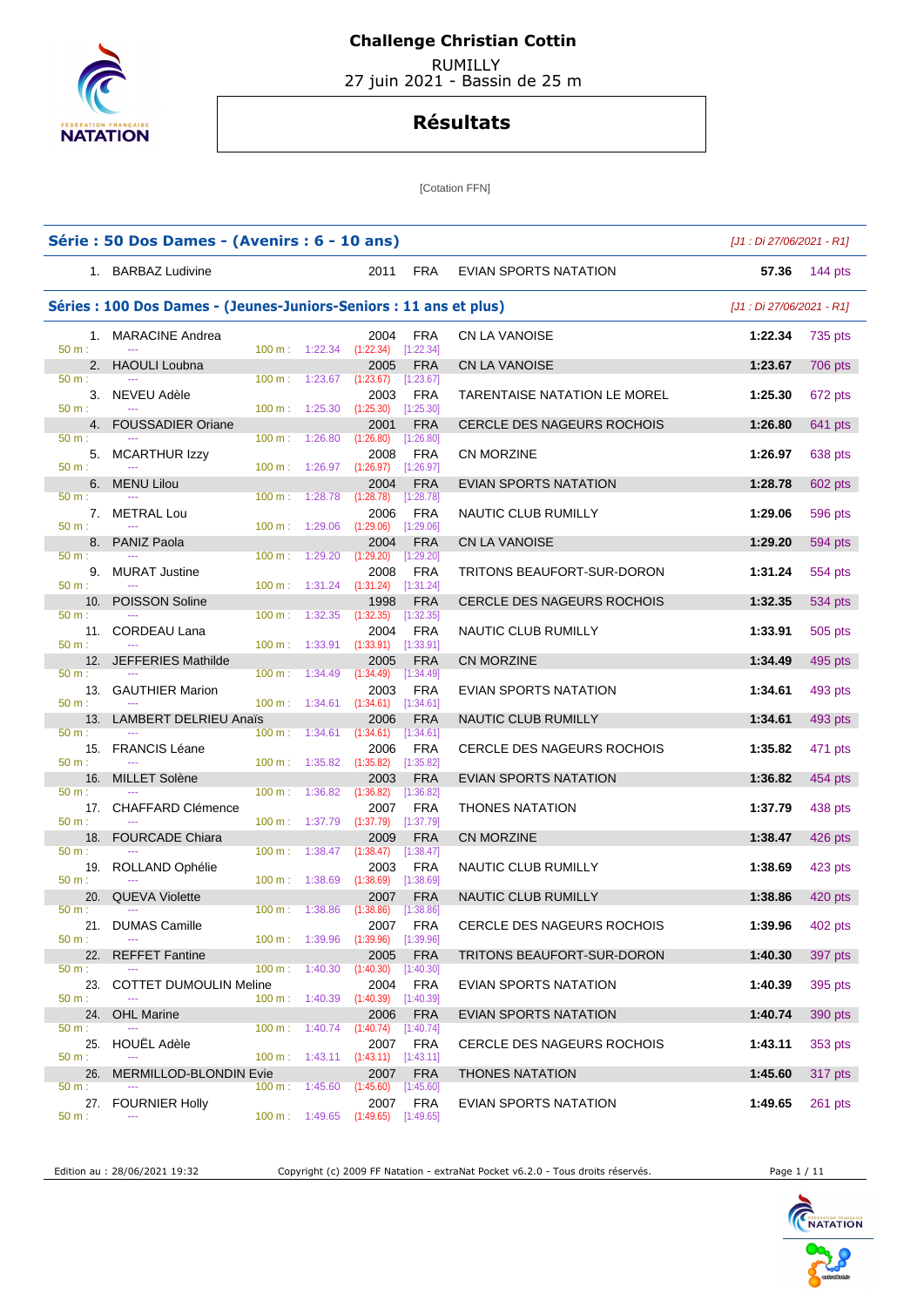# Challenge Christian Cottin

RUMILLY
27 juin 2021 - Bassin de 25 m

## Résultats

[Cotation FFN]

### Série : 50 Dos Dames - (Avenirs : 6 - 10 ans)

*[J1 : Di 27/06/2021 - R1]*

| Rang | Nom | Année | Nat. | Club | Temps | Points |
|---|---|---|---|---|---|---|
| 1. | BARBAZ Ludivine | 2011 | FRA | EVIAN SPORTS NATATION | 57.36 | 144 pts |

### Séries : 100 Dos Dames - (Jeunes-Juniors-Seniors : 11 ans et plus)

*[J1 : Di 27/06/2021 - R1]*

| Rang | Nom | 50 m | 100 m | Année | Nat. | Club | Temps | Points |
|---|---|---|---|---|---|---|---|---|
| 1. | MARACINE Andrea | --- | 1:22.34 (1:22.34) [1:22.34] | 2004 | FRA | CN LA VANOISE | 1:22.34 | 735 pts |
| 2. | HAOULI Loubna | --- | 1:23.67 (1:23.67) [1:23.67] | 2005 | FRA | CN LA VANOISE | 1:23.67 | 706 pts |
| 3. | NEVEU Adèle | --- | 1:25.30 (1:25.30) [1:25.30] | 2003 | FRA | TARENTAISE NATATION LE MOREL | 1:25.30 | 672 pts |
| 4. | FOUSSADIER Oriane | --- | 1:26.80 (1:26.80) [1:26.80] | 2001 | FRA | CERCLE DES NAGEURS ROCHOIS | 1:26.80 | 641 pts |
| 5. | MCARTHUR Izzy | --- | 1:26.97 (1:26.97) [1:26.97] | 2008 | FRA | CN MORZINE | 1:26.97 | 638 pts |
| 6. | MENU Lilou | --- | 1:28.78 (1:28.78) [1:28.78] | 2004 | FRA | EVIAN SPORTS NATATION | 1:28.78 | 602 pts |
| 7. | METRAL Lou | --- | 1:29.06 (1:29.06) [1:29.06] | 2006 | FRA | NAUTIC CLUB RUMILLY | 1:29.06 | 596 pts |
| 8. | PANIZ Paola | --- | 1:29.20 (1:29.20) [1:29.20] | 2004 | FRA | CN LA VANOISE | 1:29.20 | 594 pts |
| 9. | MURAT Justine | --- | 1:31.24 (1:31.24) [1:31.24] | 2008 | FRA | TRITONS BEAUFORT-SUR-DORON | 1:31.24 | 554 pts |
| 10. | POISSON Soline | --- | 1:32.35 (1:32.35) [1:32.35] | 1998 | FRA | CERCLE DES NAGEURS ROCHOIS | 1:32.35 | 534 pts |
| 11. | CORDEAU Lana | --- | 1:33.91 (1:33.91) [1:33.91] | 2004 | FRA | NAUTIC CLUB RUMILLY | 1:33.91 | 505 pts |
| 12. | JEFFERIES Mathilde | --- | 1:34.49 (1:34.49) [1:34.49] | 2005 | FRA | CN MORZINE | 1:34.49 | 495 pts |
| 13. | GAUTHIER Marion | --- | 1:34.61 (1:34.61) [1:34.61] | 2003 | FRA | EVIAN SPORTS NATATION | 1:34.61 | 493 pts |
| 13. | LAMBERT DELRIEU Anaïs | --- | 1:34.61 (1:34.61) [1:34.61] | 2006 | FRA | NAUTIC CLUB RUMILLY | 1:34.61 | 493 pts |
| 15. | FRANCIS Léane | --- | 1:35.82 (1:35.82) [1:35.82] | 2006 | FRA | CERCLE DES NAGEURS ROCHOIS | 1:35.82 | 471 pts |
| 16. | MILLET Solène | --- | 1:36.82 (1:36.82) [1:36.82] | 2003 | FRA | EVIAN SPORTS NATATION | 1:36.82 | 454 pts |
| 17. | CHAFFARD Clémence | --- | 1:37.79 (1:37.79) [1:37.79] | 2007 | FRA | THONES NATATION | 1:37.79 | 438 pts |
| 18. | FOURCADE Chiara | --- | 1:38.47 (1:38.47) [1:38.47] | 2009 | FRA | CN MORZINE | 1:38.47 | 426 pts |
| 19. | ROLLAND Ophélie | --- | 1:38.69 (1:38.69) [1:38.69] | 2003 | FRA | NAUTIC CLUB RUMILLY | 1:38.69 | 423 pts |
| 20. | QUEVA Violette | --- | 1:38.86 (1:38.86) [1:38.86] | 2007 | FRA | NAUTIC CLUB RUMILLY | 1:38.86 | 420 pts |
| 21. | DUMAS Camille | --- | 1:39.96 (1:39.96) [1:39.96] | 2007 | FRA | CERCLE DES NAGEURS ROCHOIS | 1:39.96 | 402 pts |
| 22. | REFFET Fantine | --- | 1:40.30 (1:40.30) [1:40.30] | 2005 | FRA | TRITONS BEAUFORT-SUR-DORON | 1:40.30 | 397 pts |
| 23. | COTTET DUMOULIN Meline | --- | 1:40.39 (1:40.39) [1:40.39] | 2004 | FRA | EVIAN SPORTS NATATION | 1:40.39 | 395 pts |
| 24. | OHL Marine | --- | 1:40.74 (1:40.74) [1:40.74] | 2006 | FRA | EVIAN SPORTS NATATION | 1:40.74 | 390 pts |
| 25. | HOUËL Adèle | --- | 1:43.11 (1:43.11) [1:43.11] | 2007 | FRA | CERCLE DES NAGEURS ROCHOIS | 1:43.11 | 353 pts |
| 26. | MERMILLOD-BLONDIN Evie | --- | 1:45.60 (1:45.60) [1:45.60] | 2007 | FRA | THONES NATATION | 1:45.60 | 317 pts |
| 27. | FOURNIER Holly | --- | 1:49.65 (1:49.65) [1:49.65] | 2007 | FRA | EVIAN SPORTS NATATION | 1:49.65 | 261 pts |

Edition au : 28/06/2021 19:32    Copyright (c) 2009 FF Natation - extraNat Pocket v6.2.0 - Tous droits réservés.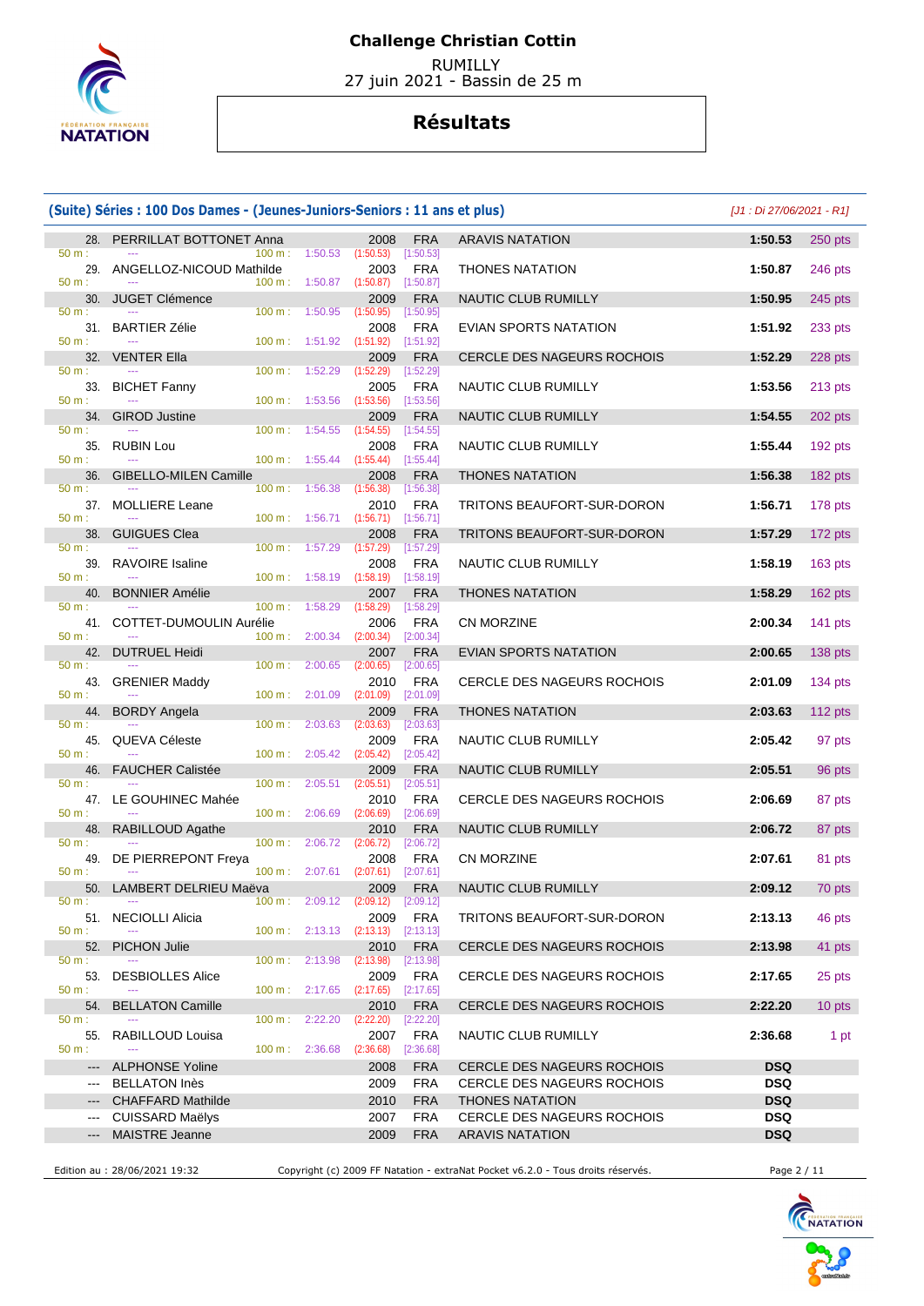# Challenge Christian Cottin

RUMILLY
27 juin 2021 - Bassin de 25 m

## Résultats

### (Suite) Séries : 100 Dos Dames - (Jeunes-Juniors-Seniors : 11 ans et plus)

*[J1 : Di 27/06/2021 - R1]*

| Rang | Nom | Année | Nat. | Club | Temps | Points |
|---|---|---|---|---|---|---|
| 28. | PERRILLAT BOTTONET Anna | 2008 | FRA | ARAVIS NATATION | 1:50.53 | 250 pts |
| | 50 m : --- 100 m : 1:50.53 (1:50.53) [1:50.53] | | | | | |
| 29. | ANGELLOZ-NICOUD Mathilde | 2003 | FRA | THONES NATATION | 1:50.87 | 246 pts |
| | 50 m : --- 100 m : 1:50.87 (1:50.87) [1:50.87] | | | | | |
| 30. | JUGET Clémence | 2009 | FRA | NAUTIC CLUB RUMILLY | 1:50.95 | 245 pts |
| | 50 m : --- 100 m : 1:50.95 (1:50.95) [1:50.95] | | | | | |
| 31. | BARTIER Zélie | 2008 | FRA | EVIAN SPORTS NATATION | 1:51.92 | 233 pts |
| | 50 m : --- 100 m : 1:51.92 (1:51.92) [1:51.92] | | | | | |
| 32. | VENTER Ella | 2009 | FRA | CERCLE DES NAGEURS ROCHOIS | 1:52.29 | 228 pts |
| | 50 m : --- 100 m : 1:52.29 (1:52.29) [1:52.29] | | | | | |
| 33. | BICHET Fanny | 2005 | FRA | NAUTIC CLUB RUMILLY | 1:53.56 | 213 pts |
| | 50 m : --- 100 m : 1:53.56 (1:53.56) [1:53.56] | | | | | |
| 34. | GIROD Justine | 2009 | FRA | NAUTIC CLUB RUMILLY | 1:54.55 | 202 pts |
| | 50 m : --- 100 m : 1:54.55 (1:54.55) [1:54.55] | | | | | |
| 35. | RUBIN Lou | 2008 | FRA | NAUTIC CLUB RUMILLY | 1:55.44 | 192 pts |
| | 50 m : --- 100 m : 1:55.44 (1:55.44) [1:55.44] | | | | | |
| 36. | GIBELLO-MILEN Camille | 2008 | FRA | THONES NATATION | 1:56.38 | 182 pts |
| | 50 m : --- 100 m : 1:56.38 (1:56.38) [1:56.38] | | | | | |
| 37. | MOLLIERE Leane | 2010 | FRA | TRITONS BEAUFORT-SUR-DORON | 1:56.71 | 178 pts |
| | 50 m : --- 100 m : 1:56.71 (1:56.71) [1:56.71] | | | | | |
| 38. | GUIGUES Clea | 2008 | FRA | TRITONS BEAUFORT-SUR-DORON | 1:57.29 | 172 pts |
| | 50 m : --- 100 m : 1:57.29 (1:57.29) [1:57.29] | | | | | |
| 39. | RAVOIRE Isaline | 2008 | FRA | NAUTIC CLUB RUMILLY | 1:58.19 | 163 pts |
| | 50 m : --- 100 m : 1:58.19 (1:58.19) [1:58.19] | | | | | |
| 40. | BONNIER Amélie | 2007 | FRA | THONES NATATION | 1:58.29 | 162 pts |
| | 50 m : --- 100 m : 1:58.29 (1:58.29) [1:58.29] | | | | | |
| 41. | COTTET-DUMOULIN Aurélie | 2006 | FRA | CN MORZINE | 2:00.34 | 141 pts |
| | 50 m : --- 100 m : 2:00.34 (2:00.34) [2:00.34] | | | | | |
| 42. | DUTRUEL Heidi | 2007 | FRA | EVIAN SPORTS NATATION | 2:00.65 | 138 pts |
| | 50 m : --- 100 m : 2:00.65 (2:00.65) [2:00.65] | | | | | |
| 43. | GRENIER Maddy | 2010 | FRA | CERCLE DES NAGEURS ROCHOIS | 2:01.09 | 134 pts |
| | 50 m : --- 100 m : 2:01.09 (2:01.09) [2:01.09] | | | | | |
| 44. | BORDY Angela | 2009 | FRA | THONES NATATION | 2:03.63 | 112 pts |
| | 50 m : --- 100 m : 2:03.63 (2:03.63) [2:03.63] | | | | | |
| 45. | QUEVA Céleste | 2009 | FRA | NAUTIC CLUB RUMILLY | 2:05.42 | 97 pts |
| | 50 m : --- 100 m : 2:05.42 (2:05.42) [2:05.42] | | | | | |
| 46. | FAUCHER Calistée | 2009 | FRA | NAUTIC CLUB RUMILLY | 2:05.51 | 96 pts |
| | 50 m : --- 100 m : 2:05.51 (2:05.51) [2:05.51] | | | | | |
| 47. | LE GOUHINEC Mahée | 2010 | FRA | CERCLE DES NAGEURS ROCHOIS | 2:06.69 | 87 pts |
| | 50 m : --- 100 m : 2:06.69 (2:06.69) [2:06.69] | | | | | |
| 48. | RABILLOUD Agathe | 2010 | FRA | NAUTIC CLUB RUMILLY | 2:06.72 | 87 pts |
| | 50 m : --- 100 m : 2:06.72 (2:06.72) [2:06.72] | | | | | |
| 49. | DE PIERREPONT Freya | 2008 | FRA | CN MORZINE | 2:07.61 | 81 pts |
| | 50 m : --- 100 m : 2:07.61 (2:07.61) [2:07.61] | | | | | |
| 50. | LAMBERT DELRIEU Maëva | 2009 | FRA | NAUTIC CLUB RUMILLY | 2:09.12 | 70 pts |
| | 50 m : --- 100 m : 2:09.12 (2:09.12) [2:09.12] | | | | | |
| 51. | NECIOLLI Alicia | 2009 | FRA | TRITONS BEAUFORT-SUR-DORON | 2:13.13 | 46 pts |
| | 50 m : --- 100 m : 2:13.13 (2:13.13) [2:13.13] | | | | | |
| 52. | PICHON Julie | 2010 | FRA | CERCLE DES NAGEURS ROCHOIS | 2:13.98 | 41 pts |
| | 50 m : --- 100 m : 2:13.98 (2:13.98) [2:13.98] | | | | | |
| 53. | DESBIOLLES Alice | 2009 | FRA | CERCLE DES NAGEURS ROCHOIS | 2:17.65 | 25 pts |
| | 50 m : --- 100 m : 2:17.65 (2:17.65) [2:17.65] | | | | | |
| 54. | BELLATON Camille | 2010 | FRA | CERCLE DES NAGEURS ROCHOIS | 2:22.20 | 10 pts |
| | 50 m : --- 100 m : 2:22.20 (2:22.20) [2:22.20] | | | | | |
| 55. | RABILLOUD Louisa | 2007 | FRA | NAUTIC CLUB RUMILLY | 2:36.68 | 1 pt |
| | 50 m : --- 100 m : 2:36.68 (2:36.68) [2:36.68] | | | | | |
| --- | ALPHONSE Yoline | 2008 | FRA | CERCLE DES NAGEURS ROCHOIS | DSQ | |
| --- | BELLATON Inès | 2009 | FRA | CERCLE DES NAGEURS ROCHOIS | DSQ | |
| --- | CHAFFARD Mathilde | 2010 | FRA | THONES NATATION | DSQ | |
| --- | CUISSARD Maëlys | 2007 | FRA | CERCLE DES NAGEURS ROCHOIS | DSQ | |
| --- | MAISTRE Jeanne | 2009 | FRA | ARAVIS NATATION | DSQ | |

Edition au : 28/06/2021 19:32 — Copyright (c) 2009 FF Natation - extraNat Pocket v6.2.0 - Tous droits réservés.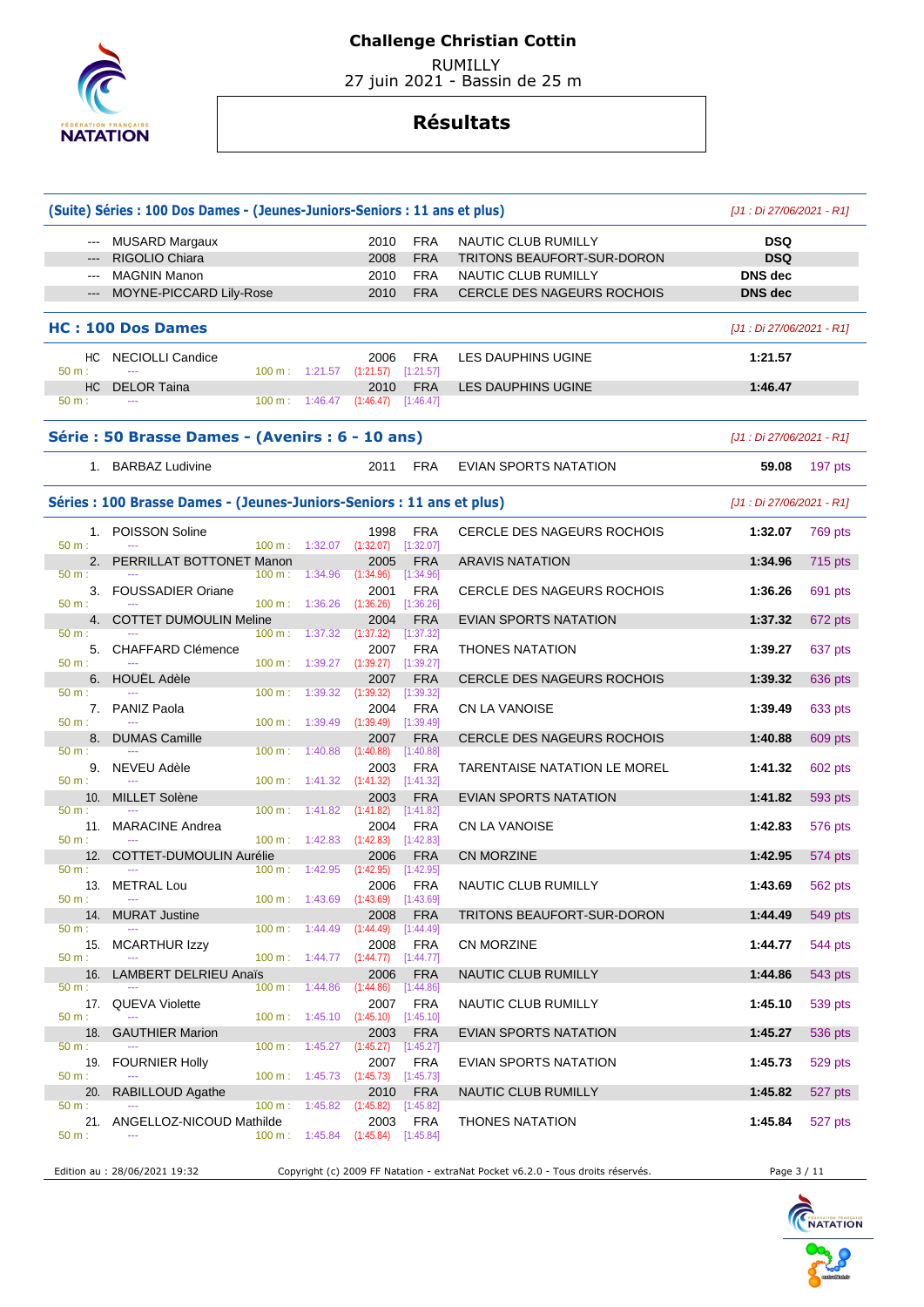# Challenge Christian Cottin

RUMILLY
27 juin 2021 - Bassin de 25 m

## Résultats

### (Suite) Séries : 100 Dos Dames - (Jeunes-Juniors-Seniors : 11 ans et plus)

*[J1 : Di 27/06/2021 - R1]*

| Pl. | Nom | Année | Nat. | Club | Temps | Points |
|---|---|---|---|---|---|---|
| --- | MUSARD Margaux | 2010 | FRA | NAUTIC CLUB RUMILLY | **DSQ** | |
| --- | RIGOLIO Chiara | 2008 | FRA | TRITONS BEAUFORT-SUR-DORON | **DSQ** | |
| --- | MAGNIN Manon | 2010 | FRA | NAUTIC CLUB RUMILLY | **DNS dec** | |
| --- | MOYNE-PICCARD Lily-Rose | 2010 | FRA | CERCLE DES NAGEURS ROCHOIS | **DNS dec** | |

### HC : 100 Dos Dames

*[J1 : Di 27/06/2021 - R1]*

| Pl. | Nom | Année | Nat. | Club | Temps | Points |
|---|---|---|---|---|---|---|
| HC | NECIOLLI Candice | 2006 | FRA | LES DAUPHINS UGINE | **1:21.57** | |
| | 50 m : --- 100 m : 1:21.57 (1:21.57) [1:21.57] | | | | | |
| HC | DELOR Taina | 2010 | FRA | LES DAUPHINS UGINE | **1:46.47** | |
| | 50 m : --- 100 m : 1:46.47 (1:46.47) [1:46.47] | | | | | |

### Série : 50 Brasse Dames - (Avenirs : 6 - 10 ans)

*[J1 : Di 27/06/2021 - R1]*

| Pl. | Nom | Année | Nat. | Club | Temps | Points |
|---|---|---|---|---|---|---|
| 1. | BARBAZ Ludivine | 2011 | FRA | EVIAN SPORTS NATATION | **59.08** | 197 pts |

### Séries : 100 Brasse Dames - (Jeunes-Juniors-Seniors : 11 ans et plus)

*[J1 : Di 27/06/2021 - R1]*

| Pl. | Nom | Année | Nat. | Club | Temps | Points |
|---|---|---|---|---|---|---|
| 1. | POISSON Soline | 1998 | FRA | CERCLE DES NAGEURS ROCHOIS | **1:32.07** | 769 pts |
| | 50 m : --- 100 m : 1:32.07 (1:32.07) [1:32.07] | | | | | |
| 2. | PERRILLAT BOTTONET Manon | 2005 | FRA | ARAVIS NATATION | **1:34.96** | 715 pts |
| | 50 m : --- 100 m : 1:34.96 (1:34.96) [1:34.96] | | | | | |
| 3. | FOUSSADIER Oriane | 2001 | FRA | CERCLE DES NAGEURS ROCHOIS | **1:36.26** | 691 pts |
| | 50 m : --- 100 m : 1:36.26 (1:36.26) [1:36.26] | | | | | |
| 4. | COTTET DUMOULIN Meline | 2004 | FRA | EVIAN SPORTS NATATION | **1:37.32** | 672 pts |
| | 50 m : --- 100 m : 1:37.32 (1:37.32) [1:37.32] | | | | | |
| 5. | CHAFFARD Clémence | 2007 | FRA | THONES NATATION | **1:39.27** | 637 pts |
| | 50 m : --- 100 m : 1:39.27 (1:39.27) [1:39.27] | | | | | |
| 6. | HOUËL Adèle | 2007 | FRA | CERCLE DES NAGEURS ROCHOIS | **1:39.32** | 636 pts |
| | 50 m : --- 100 m : 1:39.32 (1:39.32) [1:39.32] | | | | | |
| 7. | PANIZ Paola | 2004 | FRA | CN LA VANOISE | **1:39.49** | 633 pts |
| | 50 m : --- 100 m : 1:39.49 (1:39.49) [1:39.49] | | | | | |
| 8. | DUMAS Camille | 2007 | FRA | CERCLE DES NAGEURS ROCHOIS | **1:40.88** | 609 pts |
| | 50 m : --- 100 m : 1:40.88 (1:40.88) [1:40.88] | | | | | |
| 9. | NEVEU Adèle | 2003 | FRA | TARENTAISE NATATION LE MOREL | **1:41.32** | 602 pts |
| | 50 m : --- 100 m : 1:41.32 (1:41.32) [1:41.32] | | | | | |
| 10. | MILLET Solène | 2003 | FRA | EVIAN SPORTS NATATION | **1:41.82** | 593 pts |
| | 50 m : --- 100 m : 1:41.82 (1:41.82) [1:41.82] | | | | | |
| 11. | MARACINE Andrea | 2004 | FRA | CN LA VANOISE | **1:42.83** | 576 pts |
| | 50 m : --- 100 m : 1:42.83 (1:42.83) [1:42.83] | | | | | |
| 12. | COTTET-DUMOULIN Aurélie | 2006 | FRA | CN MORZINE | **1:42.95** | 574 pts |
| | 50 m : --- 100 m : 1:42.95 (1:42.95) [1:42.95] | | | | | |
| 13. | METRAL Lou | 2006 | FRA | NAUTIC CLUB RUMILLY | **1:43.69** | 562 pts |
| | 50 m : --- 100 m : 1:43.69 (1:43.69) [1:43.69] | | | | | |
| 14. | MURAT Justine | 2008 | FRA | TRITONS BEAUFORT-SUR-DORON | **1:44.49** | 549 pts |
| | 50 m : --- 100 m : 1:44.49 (1:44.49) [1:44.49] | | | | | |
| 15. | MCARTHUR Izzy | 2008 | FRA | CN MORZINE | **1:44.77** | 544 pts |
| | 50 m : --- 100 m : 1:44.77 (1:44.77) [1:44.77] | | | | | |
| 16. | LAMBERT DELRIEU Anaïs | 2006 | FRA | NAUTIC CLUB RUMILLY | **1:44.86** | 543 pts |
| | 50 m : --- 100 m : 1:44.86 (1:44.86) [1:44.86] | | | | | |
| 17. | QUEVA Violette | 2007 | FRA | NAUTIC CLUB RUMILLY | **1:45.10** | 539 pts |
| | 50 m : --- 100 m : 1:45.10 (1:45.10) [1:45.10] | | | | | |
| 18. | GAUTHIER Marion | 2003 | FRA | EVIAN SPORTS NATATION | **1:45.27** | 536 pts |
| | 50 m : --- 100 m : 1:45.27 (1:45.27) [1:45.27] | | | | | |
| 19. | FOURNIER Holly | 2007 | FRA | EVIAN SPORTS NATATION | **1:45.73** | 529 pts |
| | 50 m : --- 100 m : 1:45.73 (1:45.73) [1:45.73] | | | | | |
| 20. | RABILLOUD Agathe | 2010 | FRA | NAUTIC CLUB RUMILLY | **1:45.82** | 527 pts |
| | 50 m : --- 100 m : 1:45.82 (1:45.82) [1:45.82] | | | | | |
| 21. | ANGELLOZ-NICOUD Mathilde | 2003 | FRA | THONES NATATION | **1:45.84** | 527 pts |
| | 50 m : --- 100 m : 1:45.84 (1:45.84) [1:45.84] | | | | | |

Edition au : 28/06/2021 19:32 — Copyright (c) 2009 FF Natation - extraNat Pocket v6.2.0 - Tous droits réservés.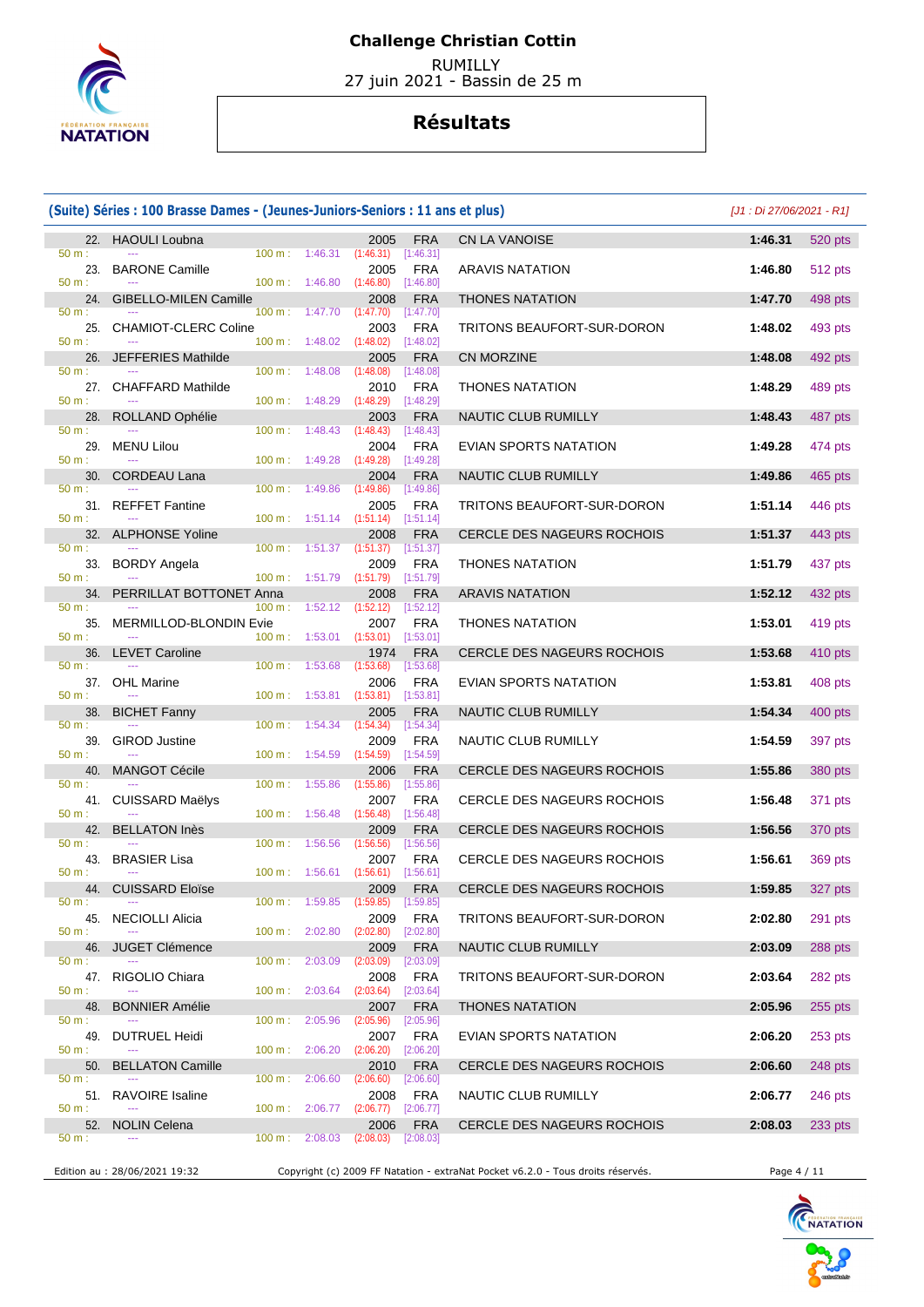# Challenge Christian Cottin

RUMILLY
27 juin 2021 - Bassin de 25 m

## Résultats

### (Suite) Séries : 100 Brasse Dames - (Jeunes-Juniors-Seniors : 11 ans et plus)

*[J1 : Di 27/06/2021 - R1]*

| Rang | Nom | Année | Nat. | Club | Temps | Points |
|---|---|---|---|---|---|---|
| 22. | HAOULI Loubna | 2005 | FRA | CN LA VANOISE | 1:46.31 | 520 pts |
| | 50 m : --- 100 m : 1:46.31 (1:46.31) [1:46.31] | | | | | |
| 23. | BARONE Camille | 2005 | FRA | ARAVIS NATATION | 1:46.80 | 512 pts |
| | 50 m : --- 100 m : 1:46.80 (1:46.80) [1:46.80] | | | | | |
| 24. | GIBELLO-MILEN Camille | 2008 | FRA | THONES NATATION | 1:47.70 | 498 pts |
| | 50 m : --- 100 m : 1:47.70 (1:47.70) [1:47.70] | | | | | |
| 25. | CHAMIOT-CLERC Coline | 2003 | FRA | TRITONS BEAUFORT-SUR-DORON | 1:48.02 | 493 pts |
| | 50 m : --- 100 m : 1:48.02 (1:48.02) [1:48.02] | | | | | |
| 26. | JEFFERIES Mathilde | 2005 | FRA | CN MORZINE | 1:48.08 | 492 pts |
| | 50 m : --- 100 m : 1:48.08 (1:48.08) [1:48.08] | | | | | |
| 27. | CHAFFARD Mathilde | 2010 | FRA | THONES NATATION | 1:48.29 | 489 pts |
| | 50 m : --- 100 m : 1:48.29 (1:48.29) [1:48.29] | | | | | |
| 28. | ROLLAND Ophélie | 2003 | FRA | NAUTIC CLUB RUMILLY | 1:48.43 | 487 pts |
| | 50 m : --- 100 m : 1:48.43 (1:48.43) [1:48.43] | | | | | |
| 29. | MENU Lilou | 2004 | FRA | EVIAN SPORTS NATATION | 1:49.28 | 474 pts |
| | 50 m : --- 100 m : 1:49.28 (1:49.28) [1:49.28] | | | | | |
| 30. | CORDEAU Lana | 2004 | FRA | NAUTIC CLUB RUMILLY | 1:49.86 | 465 pts |
| | 50 m : --- 100 m : 1:49.86 (1:49.86) [1:49.86] | | | | | |
| 31. | REFFET Fantine | 2005 | FRA | TRITONS BEAUFORT-SUR-DORON | 1:51.14 | 446 pts |
| | 50 m : --- 100 m : 1:51.14 (1:51.14) [1:51.14] | | | | | |
| 32. | ALPHONSE Yoline | 2008 | FRA | CERCLE DES NAGEURS ROCHOIS | 1:51.37 | 443 pts |
| | 50 m : --- 100 m : 1:51.37 (1:51.37) [1:51.37] | | | | | |
| 33. | BORDY Angela | 2009 | FRA | THONES NATATION | 1:51.79 | 437 pts |
| | 50 m : --- 100 m : 1:51.79 (1:51.79) [1:51.79] | | | | | |
| 34. | PERRILLAT BOTTONET Anna | 2008 | FRA | ARAVIS NATATION | 1:52.12 | 432 pts |
| | 50 m : --- 100 m : 1:52.12 (1:52.12) [1:52.12] | | | | | |
| 35. | MERMILLOD-BLONDIN Evie | 2007 | FRA | THONES NATATION | 1:53.01 | 419 pts |
| | 50 m : --- 100 m : 1:53.01 (1:53.01) [1:53.01] | | | | | |
| 36. | LEVET Caroline | 1974 | FRA | CERCLE DES NAGEURS ROCHOIS | 1:53.68 | 410 pts |
| | 50 m : --- 100 m : 1:53.68 (1:53.68) [1:53.68] | | | | | |
| 37. | OHL Marine | 2006 | FRA | EVIAN SPORTS NATATION | 1:53.81 | 408 pts |
| | 50 m : --- 100 m : 1:53.81 (1:53.81) [1:53.81] | | | | | |
| 38. | BICHET Fanny | 2005 | FRA | NAUTIC CLUB RUMILLY | 1:54.34 | 400 pts |
| | 50 m : --- 100 m : 1:54.34 (1:54.34) [1:54.34] | | | | | |
| 39. | GIROD Justine | 2009 | FRA | NAUTIC CLUB RUMILLY | 1:54.59 | 397 pts |
| | 50 m : --- 100 m : 1:54.59 (1:54.59) [1:54.59] | | | | | |
| 40. | MANGOT Cécile | 2006 | FRA | CERCLE DES NAGEURS ROCHOIS | 1:55.86 | 380 pts |
| | 50 m : --- 100 m : 1:55.86 (1:55.86) [1:55.86] | | | | | |
| 41. | CUISSARD Maëlys | 2007 | FRA | CERCLE DES NAGEURS ROCHOIS | 1:56.48 | 371 pts |
| | 50 m : --- 100 m : 1:56.48 (1:56.48) [1:56.48] | | | | | |
| 42. | BELLATON Inès | 2009 | FRA | CERCLE DES NAGEURS ROCHOIS | 1:56.56 | 370 pts |
| | 50 m : --- 100 m : 1:56.56 (1:56.56) [1:56.56] | | | | | |
| 43. | BRASIER Lisa | 2007 | FRA | CERCLE DES NAGEURS ROCHOIS | 1:56.61 | 369 pts |
| | 50 m : --- 100 m : 1:56.61 (1:56.61) [1:56.61] | | | | | |
| 44. | CUISSARD Eloïse | 2009 | FRA | CERCLE DES NAGEURS ROCHOIS | 1:59.85 | 327 pts |
| | 50 m : --- 100 m : 1:59.85 (1:59.85) [1:59.85] | | | | | |
| 45. | NECIOLLI Alicia | 2009 | FRA | TRITONS BEAUFORT-SUR-DORON | 2:02.80 | 291 pts |
| | 50 m : --- 100 m : 2:02.80 (2:02.80) [2:02.80] | | | | | |
| 46. | JUGET Clémence | 2009 | FRA | NAUTIC CLUB RUMILLY | 2:03.09 | 288 pts |
| | 50 m : --- 100 m : 2:03.09 (2:03.09) [2:03.09] | | | | | |
| 47. | RIGOLIO Chiara | 2008 | FRA | TRITONS BEAUFORT-SUR-DORON | 2:03.64 | 282 pts |
| | 50 m : --- 100 m : 2:03.64 (2:03.64) [2:03.64] | | | | | |
| 48. | BONNIER Amélie | 2007 | FRA | THONES NATATION | 2:05.96 | 255 pts |
| | 50 m : --- 100 m : 2:05.96 (2:05.96) [2:05.96] | | | | | |
| 49. | DUTRUEL Heidi | 2007 | FRA | EVIAN SPORTS NATATION | 2:06.20 | 253 pts |
| | 50 m : --- 100 m : 2:06.20 (2:06.20) [2:06.20] | | | | | |
| 50. | BELLATON Camille | 2010 | FRA | CERCLE DES NAGEURS ROCHOIS | 2:06.60 | 248 pts |
| | 50 m : --- 100 m : 2:06.60 (2:06.60) [2:06.60] | | | | | |
| 51. | RAVOIRE Isaline | 2008 | FRA | NAUTIC CLUB RUMILLY | 2:06.77 | 246 pts |
| | 50 m : --- 100 m : 2:06.77 (2:06.77) [2:06.77] | | | | | |
| 52. | NOLIN Celena | 2006 | FRA | CERCLE DES NAGEURS ROCHOIS | 2:08.03 | 233 pts |
| | 50 m : --- 100 m : 2:08.03 (2:08.03) [2:08.03] | | | | | |

Edition au : 28/06/2021 19:32 — Copyright (c) 2009 FF Natation - extraNat Pocket v6.2.0 - Tous droits réservés.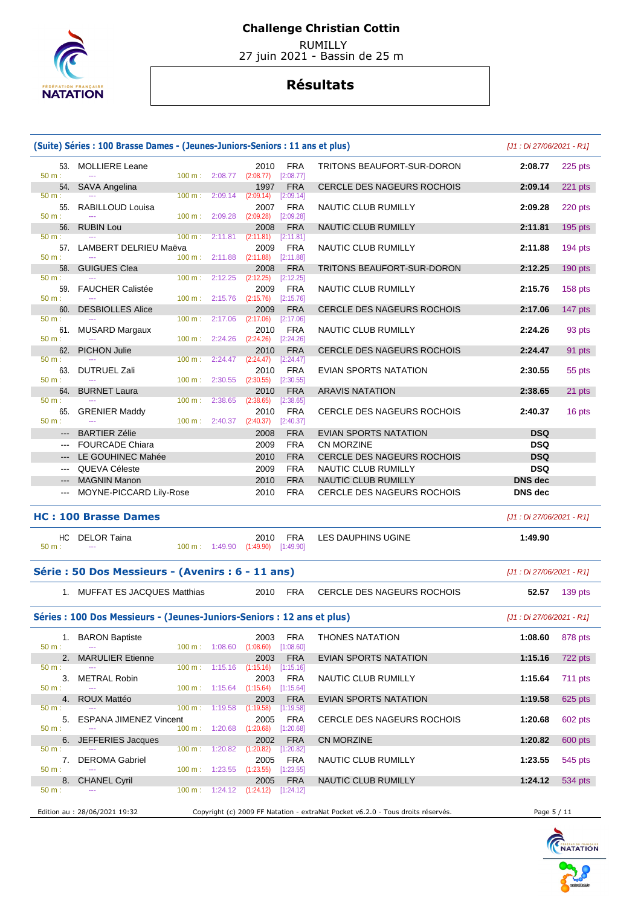# Challenge Christian Cottin

RUMILLY
27 juin 2021 - Bassin de 25 m

## Résultats

### (Suite) Séries : 100 Brasse Dames - (Jeunes-Juniors-Seniors : 11 ans et plus)

*[J1 : Di 27/06/2021 - R1]*

| Rang | Nom | Année | Nat. | Club | Temps | Points |
|---|---|---|---|---|---|---|
| 53. | MOLLIERE Leane | 2010 | FRA | TRITONS BEAUFORT-SUR-DORON | 2:08.77 | 225 pts |
| 50 m : --- | 100 m : 2:08.77 (2:08.77) [2:08.77] | | | | | |
| 54. | SAVA Angelina | 1997 | FRA | CERCLE DES NAGEURS ROCHOIS | 2:09.14 | 221 pts |
| 50 m : --- | 100 m : 2:09.14 (2:09.14) [2:09.14] | | | | | |
| 55. | RABILLOUD Louisa | 2007 | FRA | NAUTIC CLUB RUMILLY | 2:09.28 | 220 pts |
| 50 m : --- | 100 m : 2:09.28 (2:09.28) [2:09.28] | | | | | |
| 56. | RUBIN Lou | 2008 | FRA | NAUTIC CLUB RUMILLY | 2:11.81 | 195 pts |
| 50 m : --- | 100 m : 2:11.81 (2:11.81) [2:11.81] | | | | | |
| 57. | LAMBERT DELRIEU Maëva | 2009 | FRA | NAUTIC CLUB RUMILLY | 2:11.88 | 194 pts |
| 50 m : --- | 100 m : 2:11.88 (2:11.88) [2:11.88] | | | | | |
| 58. | GUIGUES Clea | 2008 | FRA | TRITONS BEAUFORT-SUR-DORON | 2:12.25 | 190 pts |
| 50 m : --- | 100 m : 2:12.25 (2:12.25) [2:12.25] | | | | | |
| 59. | FAUCHER Calistée | 2009 | FRA | NAUTIC CLUB RUMILLY | 2:15.76 | 158 pts |
| 50 m : --- | 100 m : 2:15.76 (2:15.76) [2:15.76] | | | | | |
| 60. | DESBIOLLES Alice | 2009 | FRA | CERCLE DES NAGEURS ROCHOIS | 2:17.06 | 147 pts |
| 50 m : --- | 100 m : 2:17.06 (2:17.06) [2:17.06] | | | | | |
| 61. | MUSARD Margaux | 2010 | FRA | NAUTIC CLUB RUMILLY | 2:24.26 | 93 pts |
| 50 m : --- | 100 m : 2:24.26 (2:24.26) [2:24.26] | | | | | |
| 62. | PICHON Julie | 2010 | FRA | CERCLE DES NAGEURS ROCHOIS | 2:24.47 | 91 pts |
| 50 m : --- | 100 m : 2:24.47 (2:24.47) [2:24.47] | | | | | |
| 63. | DUTRUEL Zali | 2010 | FRA | EVIAN SPORTS NATATION | 2:30.55 | 55 pts |
| 50 m : --- | 100 m : 2:30.55 (2:30.55) [2:30.55] | | | | | |
| 64. | BURNET Laura | 2010 | FRA | ARAVIS NATATION | 2:38.65 | 21 pts |
| 50 m : --- | 100 m : 2:38.65 (2:38.65) [2:38.65] | | | | | |
| 65. | GRENIER Maddy | 2010 | FRA | CERCLE DES NAGEURS ROCHOIS | 2:40.37 | 16 pts |
| 50 m : --- | 100 m : 2:40.37 (2:40.37) [2:40.37] | | | | | |
| --- | BARTIER Zélie | 2008 | FRA | EVIAN SPORTS NATATION | DSQ | |
| --- | FOURCADE Chiara | 2009 | FRA | CN MORZINE | DSQ | |
| --- | LE GOUHINEC Mahée | 2010 | FRA | CERCLE DES NAGEURS ROCHOIS | DSQ | |
| --- | QUEVA Céleste | 2009 | FRA | NAUTIC CLUB RUMILLY | DSQ | |
| --- | MAGNIN Manon | 2010 | FRA | NAUTIC CLUB RUMILLY | DNS dec | |
| --- | MOYNE-PICCARD Lily-Rose | 2010 | FRA | CERCLE DES NAGEURS ROCHOIS | DNS dec | |

### HC : 100 Brasse Dames

*[J1 : Di 27/06/2021 - R1]*

| Rang | Nom | Année | Nat. | Club | Temps |
|---|---|---|---|---|---|
| HC | DELOR Taina | 2010 | FRA | LES DAUPHINS UGINE | 1:49.90 |
| 50 m : --- | 100 m : 1:49.90 (1:49.90) [1:49.90] | | | | |

### Série : 50 Dos Messieurs - (Avenirs : 6 - 11 ans)

*[J1 : Di 27/06/2021 - R1]*

| Rang | Nom | Année | Nat. | Club | Temps | Points |
|---|---|---|---|---|---|---|
| 1. | MUFFAT ES JACQUES Matthias | 2010 | FRA | CERCLE DES NAGEURS ROCHOIS | 52.57 | 139 pts |

### Séries : 100 Dos Messieurs - (Jeunes-Juniors-Seniors : 12 ans et plus)

*[J1 : Di 27/06/2021 - R1]*

| Rang | Nom | Année | Nat. | Club | Temps | Points |
|---|---|---|---|---|---|---|
| 1. | BARON Baptiste | 2003 | FRA | THONES NATATION | 1:08.60 | 878 pts |
| 50 m : --- | 100 m : 1:08.60 (1:08.60) [1:08.60] | | | | | |
| 2. | MARULIER Etienne | 2003 | FRA | EVIAN SPORTS NATATION | 1:15.16 | 722 pts |
| 50 m : --- | 100 m : 1:15.16 (1:15.16) [1:15.16] | | | | | |
| 3. | METRAL Robin | 2003 | FRA | NAUTIC CLUB RUMILLY | 1:15.64 | 711 pts |
| 50 m : --- | 100 m : 1:15.64 (1:15.64) [1:15.64] | | | | | |
| 4. | ROUX Mattéo | 2003 | FRA | EVIAN SPORTS NATATION | 1:19.58 | 625 pts |
| 50 m : --- | 100 m : 1:19.58 (1:19.58) [1:19.58] | | | | | |
| 5. | ESPANA JIMENEZ Vincent | 2005 | FRA | CERCLE DES NAGEURS ROCHOIS | 1:20.68 | 602 pts |
| 50 m : --- | 100 m : 1:20.68 (1:20.68) [1:20.68] | | | | | |
| 6. | JEFFERIES Jacques | 2002 | FRA | CN MORZINE | 1:20.82 | 600 pts |
| 50 m : --- | 100 m : 1:20.82 (1:20.82) [1:20.82] | | | | | |
| 7. | DEROMA Gabriel | 2005 | FRA | NAUTIC CLUB RUMILLY | 1:23.55 | 545 pts |
| 50 m : --- | 100 m : 1:23.55 (1:23.55) [1:23.55] | | | | | |
| 8. | CHANEL Cyril | 2005 | FRA | NAUTIC CLUB RUMILLY | 1:24.12 | 534 pts |
| 50 m : --- | 100 m : 1:24.12 (1:24.12) [1:24.12] | | | | | |

Edition au : 28/06/2021 19:32 — Copyright (c) 2009 FF Natation - extraNat Pocket v6.2.0 - Tous droits réservés.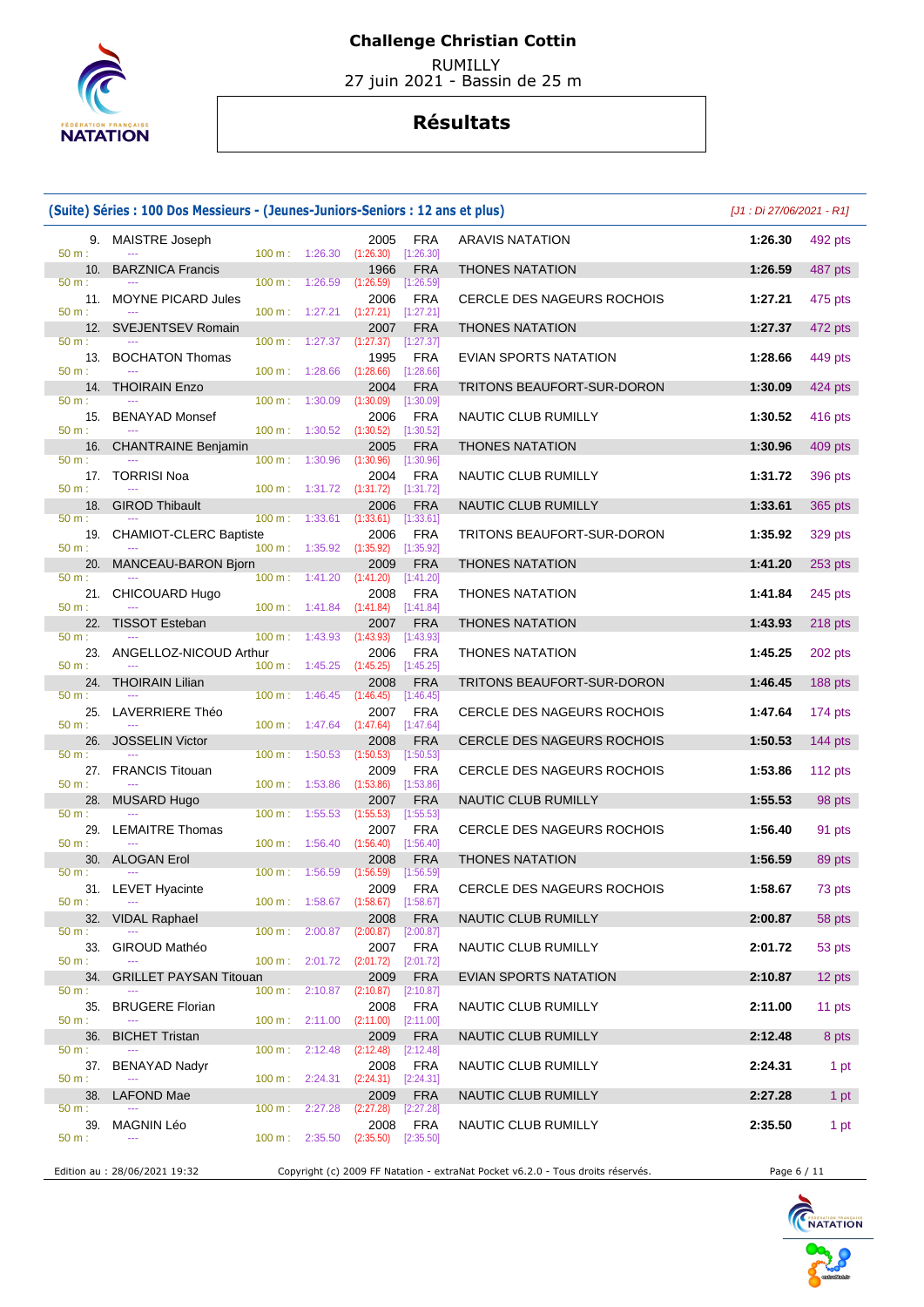# Challenge Christian Cottin

RUMILLY
27 juin 2021 - Bassin de 25 m

## Résultats

### (Suite) Séries : 100 Dos Messieurs - (Jeunes-Juniors-Seniors : 12 ans et plus)

*[J1 : Di 27/06/2021 - R1]*

| Rg | Nom | Année | Nat | Club | Temps | Points | 50 m | 100 m |
|---|---|---|---|---|---|---|---|---|
| 9. | MAISTRE Joseph | 2005 | FRA | ARAVIS NATATION | 1:26.30 | 492 pts | --- | 1:26.30 (1:26.30) [1:26.30] |
| 10. | BARZNICA Francis | 1966 | FRA | THONES NATATION | 1:26.59 | 487 pts | --- | 1:26.59 (1:26.59) [1:26.59] |
| 11. | MOYNE PICARD Jules | 2006 | FRA | CERCLE DES NAGEURS ROCHOIS | 1:27.21 | 475 pts | --- | 1:27.21 (1:27.21) [1:27.21] |
| 12. | SVEJENTSEV Romain | 2007 | FRA | THONES NATATION | 1:27.37 | 472 pts | --- | 1:27.37 (1:27.37) [1:27.37] |
| 13. | BOCHATON Thomas | 1995 | FRA | EVIAN SPORTS NATATION | 1:28.66 | 449 pts | --- | 1:28.66 (1:28.66) [1:28.66] |
| 14. | THOIRAIN Enzo | 2004 | FRA | TRITONS BEAUFORT-SUR-DORON | 1:30.09 | 424 pts | --- | 1:30.09 (1:30.09) [1:30.09] |
| 15. | BENAYAD Monsef | 2006 | FRA | NAUTIC CLUB RUMILLY | 1:30.52 | 416 pts | --- | 1:30.52 (1:30.52) [1:30.52] |
| 16. | CHANTRAINE Benjamin | 2005 | FRA | THONES NATATION | 1:30.96 | 409 pts | --- | 1:30.96 (1:30.96) [1:30.96] |
| 17. | TORRISI Noa | 2004 | FRA | NAUTIC CLUB RUMILLY | 1:31.72 | 396 pts | --- | 1:31.72 (1:31.72) [1:31.72] |
| 18. | GIROD Thibault | 2006 | FRA | NAUTIC CLUB RUMILLY | 1:33.61 | 365 pts | --- | 1:33.61 (1:33.61) [1:33.61] |
| 19. | CHAMIOT-CLERC Baptiste | 2006 | FRA | TRITONS BEAUFORT-SUR-DORON | 1:35.92 | 329 pts | --- | 1:35.92 (1:35.92) [1:35.92] |
| 20. | MANCEAU-BARON Bjorn | 2009 | FRA | THONES NATATION | 1:41.20 | 253 pts | --- | 1:41.20 (1:41.20) [1:41.20] |
| 21. | CHICOUARD Hugo | 2008 | FRA | THONES NATATION | 1:41.84 | 245 pts | --- | 1:41.84 (1:41.84) [1:41.84] |
| 22. | TISSOT Esteban | 2007 | FRA | THONES NATATION | 1:43.93 | 218 pts | --- | 1:43.93 (1:43.93) [1:43.93] |
| 23. | ANGELLOZ-NICOUD Arthur | 2006 | FRA | THONES NATATION | 1:45.25 | 202 pts | --- | 1:45.25 (1:45.25) [1:45.25] |
| 24. | THOIRAIN Lilian | 2008 | FRA | TRITONS BEAUFORT-SUR-DORON | 1:46.45 | 188 pts | --- | 1:46.45 (1:46.45) [1:46.45] |
| 25. | LAVERRIERE Théo | 2007 | FRA | CERCLE DES NAGEURS ROCHOIS | 1:47.64 | 174 pts | --- | 1:47.64 (1:47.64) [1:47.64] |
| 26. | JOSSELIN Victor | 2008 | FRA | CERCLE DES NAGEURS ROCHOIS | 1:50.53 | 144 pts | --- | 1:50.53 (1:50.53) [1:50.53] |
| 27. | FRANCIS Titouan | 2009 | FRA | CERCLE DES NAGEURS ROCHOIS | 1:53.86 | 112 pts | --- | 1:53.86 (1:53.86) [1:53.86] |
| 28. | MUSARD Hugo | 2007 | FRA | NAUTIC CLUB RUMILLY | 1:55.53 | 98 pts | --- | 1:55.53 (1:55.53) [1:55.53] |
| 29. | LEMAITRE Thomas | 2007 | FRA | CERCLE DES NAGEURS ROCHOIS | 1:56.40 | 91 pts | --- | 1:56.40 (1:56.40) [1:56.40] |
| 30. | ALOGAN Erol | 2008 | FRA | THONES NATATION | 1:56.59 | 89 pts | --- | 1:56.59 (1:56.59) [1:56.59] |
| 31. | LEVET Hyacinte | 2009 | FRA | CERCLE DES NAGEURS ROCHOIS | 1:58.67 | 73 pts | --- | 1:58.67 (1:58.67) [1:58.67] |
| 32. | VIDAL Raphael | 2008 | FRA | NAUTIC CLUB RUMILLY | 2:00.87 | 58 pts | --- | 2:00.87 (2:00.87) [2:00.87] |
| 33. | GIROUD Mathéo | 2007 | FRA | NAUTIC CLUB RUMILLY | 2:01.72 | 53 pts | --- | 2:01.72 (2:01.72) [2:01.72] |
| 34. | GRILLET PAYSAN Titouan | 2009 | FRA | EVIAN SPORTS NATATION | 2:10.87 | 12 pts | --- | 2:10.87 (2:10.87) [2:10.87] |
| 35. | BRUGERE Florian | 2008 | FRA | NAUTIC CLUB RUMILLY | 2:11.00 | 11 pts | --- | 2:11.00 (2:11.00) [2:11.00] |
| 36. | BICHET Tristan | 2009 | FRA | NAUTIC CLUB RUMILLY | 2:12.48 | 8 pts | --- | 2:12.48 (2:12.48) [2:12.48] |
| 37. | BENAYAD Nadyr | 2008 | FRA | NAUTIC CLUB RUMILLY | 2:24.31 | 1 pt | --- | 2:24.31 (2:24.31) [2:24.31] |
| 38. | LAFOND Mae | 2009 | FRA | NAUTIC CLUB RUMILLY | 2:27.28 | 1 pt | --- | 2:27.28 (2:27.28) [2:27.28] |
| 39. | MAGNIN Léo | 2008 | FRA | NAUTIC CLUB RUMILLY | 2:35.50 | 1 pt | --- | 2:35.50 (2:35.50) [2:35.50] |

Edition au : 28/06/2021 19:32 — Copyright (c) 2009 FF Natation - extraNat Pocket v6.2.0 - Tous droits réservés.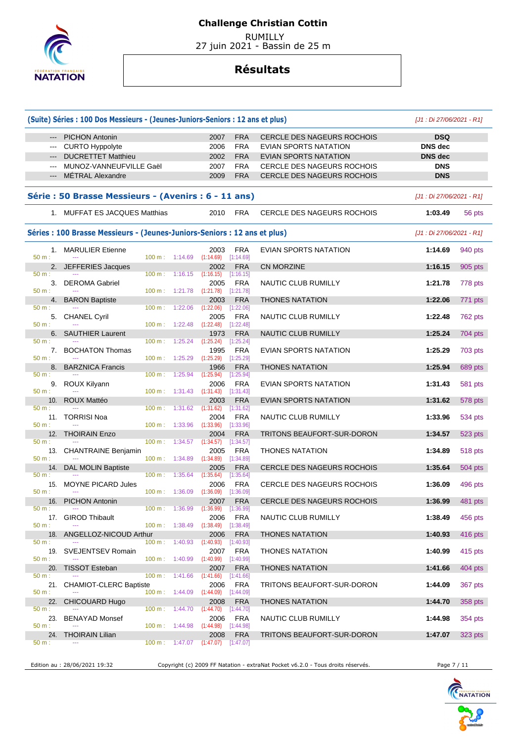# Challenge Christian Cottin

RUMILLY
27 juin 2021 - Bassin de 25 m

## Résultats

### (Suite) Séries : 100 Dos Messieurs - (Jeunes-Juniors-Seniors : 12 ans et plus)

*[J1 : Di 27/06/2021 - R1]*

| Rang | Nom | Année | Nat. | Club | Temps | Points |
|---|---|---|---|---|---|---|
| --- | PICHON Antonin | 2007 | FRA | CERCLE DES NAGEURS ROCHOIS | DSQ | |
| --- | CURTO Hyppolyte | 2006 | FRA | EVIAN SPORTS NATATION | DNS dec | |
| --- | DUCRETTET Matthieu | 2002 | FRA | EVIAN SPORTS NATATION | DNS dec | |
| --- | MUNOZ-VANNEUFVILLE Gaël | 2007 | FRA | CERCLE DES NAGEURS ROCHOIS | DNS | |
| --- | MÉTRAL Alexandre | 2009 | FRA | CERCLE DES NAGEURS ROCHOIS | DNS | |

### Série : 50 Brasse Messieurs - (Avenirs : 6 - 11 ans)

*[J1 : Di 27/06/2021 - R1]*

| Rang | Nom | Année | Nat. | Club | Temps | Points |
|---|---|---|---|---|---|---|
| 1. | MUFFAT ES JACQUES Matthias | 2010 | FRA | CERCLE DES NAGEURS ROCHOIS | 1:03.49 | 56 pts |

### Séries : 100 Brasse Messieurs - (Jeunes-Juniors-Seniors : 12 ans et plus)

*[J1 : Di 27/06/2021 - R1]*

| Rang | Nom | Année | Nat. | Club | Temps | Points | 50 m | 100 m |
|---|---|---|---|---|---|---|---|---|
| 1. | MARULIER Etienne | 2003 | FRA | EVIAN SPORTS NATATION | 1:14.69 | 940 pts | --- | 1:14.69 (1:14.69) [1:14.69] |
| 2. | JEFFERIES Jacques | 2002 | FRA | CN MORZINE | 1:16.15 | 905 pts | --- | 1:16.15 (1:16.15) [1:16.15] |
| 3. | DEROMA Gabriel | 2005 | FRA | NAUTIC CLUB RUMILLY | 1:21.78 | 778 pts | --- | 1:21.78 (1:21.78) [1:21.78] |
| 4. | BARON Baptiste | 2003 | FRA | THONES NATATION | 1:22.06 | 771 pts | --- | 1:22.06 (1:22.06) [1:22.06] |
| 5. | CHANEL Cyril | 2005 | FRA | NAUTIC CLUB RUMILLY | 1:22.48 | 762 pts | --- | 1:22.48 (1:22.48) [1:22.48] |
| 6. | SAUTHIER Laurent | 1973 | FRA | NAUTIC CLUB RUMILLY | 1:25.24 | 704 pts | --- | 1:25.24 (1:25.24) [1:25.24] |
| 7. | BOCHATON Thomas | 1995 | FRA | EVIAN SPORTS NATATION | 1:25.29 | 703 pts | --- | 1:25.29 (1:25.29) [1:25.29] |
| 8. | BARZNICA Francis | 1966 | FRA | THONES NATATION | 1:25.94 | 689 pts | --- | 1:25.94 (1:25.94) [1:25.94] |
| 9. | ROUX Kilyann | 2006 | FRA | EVIAN SPORTS NATATION | 1:31.43 | 581 pts | --- | 1:31.43 (1:31.43) [1:31.43] |
| 10. | ROUX Mattéo | 2003 | FRA | EVIAN SPORTS NATATION | 1:31.62 | 578 pts | --- | 1:31.62 (1:31.62) [1:31.62] |
| 11. | TORRISI Noa | 2004 | FRA | NAUTIC CLUB RUMILLY | 1:33.96 | 534 pts | --- | 1:33.96 (1:33.96) [1:33.96] |
| 12. | THOIRAIN Enzo | 2004 | FRA | TRITONS BEAUFORT-SUR-DORON | 1:34.57 | 523 pts | --- | 1:34.57 (1:34.57) [1:34.57] |
| 13. | CHANTRAINE Benjamin | 2005 | FRA | THONES NATATION | 1:34.89 | 518 pts | --- | 1:34.89 (1:34.89) [1:34.89] |
| 14. | DAL MOLIN Baptiste | 2005 | FRA | CERCLE DES NAGEURS ROCHOIS | 1:35.64 | 504 pts | --- | 1:35.64 (1:35.64) [1:35.64] |
| 15. | MOYNE PICARD Jules | 2006 | FRA | CERCLE DES NAGEURS ROCHOIS | 1:36.09 | 496 pts | --- | 1:36.09 (1:36.09) [1:36.09] |
| 16. | PICHON Antonin | 2007 | FRA | CERCLE DES NAGEURS ROCHOIS | 1:36.99 | 481 pts | --- | 1:36.99 (1:36.99) [1:36.99] |
| 17. | GIROD Thibault | 2006 | FRA | NAUTIC CLUB RUMILLY | 1:38.49 | 456 pts | --- | 1:38.49 (1:38.49) [1:38.49] |
| 18. | ANGELLOZ-NICOUD Arthur | 2006 | FRA | THONES NATATION | 1:40.93 | 416 pts | --- | 1:40.93 (1:40.93) [1:40.93] |
| 19. | SVEJENTSEV Romain | 2007 | FRA | THONES NATATION | 1:40.99 | 415 pts | --- | 1:40.99 (1:40.99) [1:40.99] |
| 20. | TISSOT Esteban | 2007 | FRA | THONES NATATION | 1:41.66 | 404 pts | --- | 1:41.66 (1:41.66) [1:41.66] |
| 21. | CHAMIOT-CLERC Baptiste | 2006 | FRA | TRITONS BEAUFORT-SUR-DORON | 1:44.09 | 367 pts | --- | 1:44.09 (1:44.09) [1:44.09] |
| 22. | CHICOUARD Hugo | 2008 | FRA | THONES NATATION | 1:44.70 | 358 pts | --- | 1:44.70 (1:44.70) [1:44.70] |
| 23. | BENAYAD Monsef | 2006 | FRA | NAUTIC CLUB RUMILLY | 1:44.98 | 354 pts | --- | 1:44.98 (1:44.98) [1:44.98] |
| 24. | THOIRAIN Lilian | 2008 | FRA | TRITONS BEAUFORT-SUR-DORON | 1:47.07 | 323 pts | --- | 1:47.07 (1:47.07) [1:47.07] |

Edition au : 28/06/2021 19:32 — Copyright (c) 2009 FF Natation - extraNat Pocket v6.2.0 - Tous droits réservés.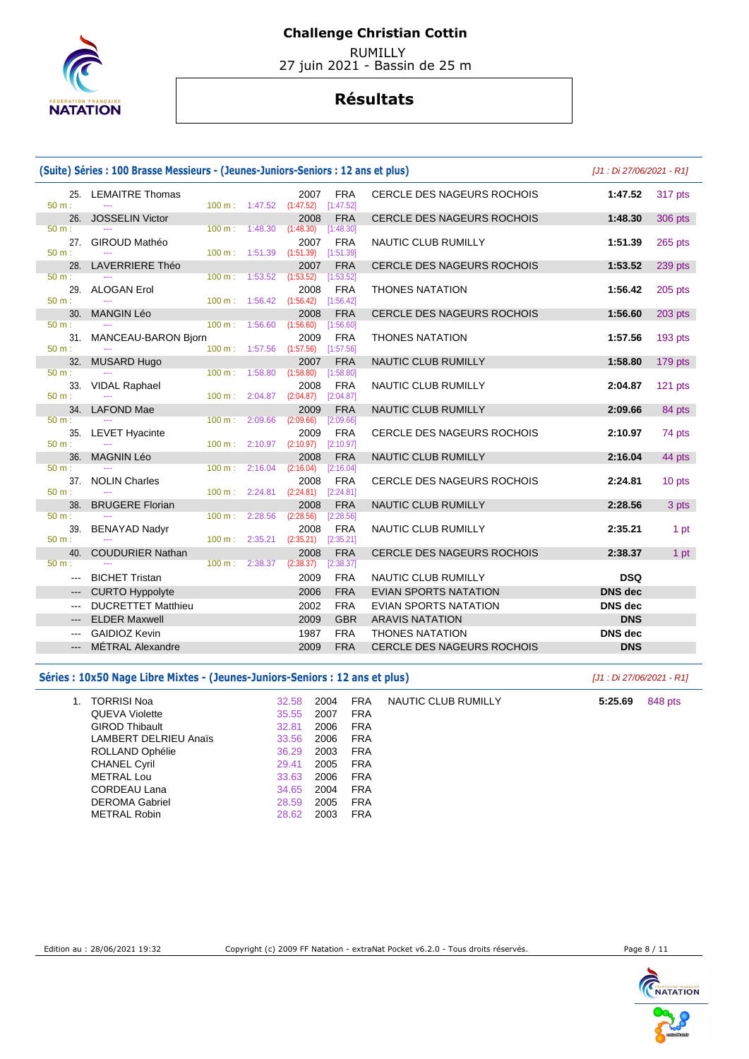# Challenge Christian Cottin

RUMILLY
27 juin 2021 - Bassin de 25 m

## Résultats

### (Suite) Séries : 100 Brasse Messieurs - (Jeunes-Juniors-Seniors : 12 ans et plus)

*[J1 : Di 27/06/2021 - R1]*

| Rang | Nom | Année | Nat. | Club | Temps | Points |
|---|---|---|---|---|---|---|
| 25. | LEMAITRE Thomas | 2007 | FRA | CERCLE DES NAGEURS ROCHOIS | 1:47.52 | 317 pts |
| | 50 m : --- 100 m : 1:47.52 (1:47.52) [1:47.52] | | | | | |
| 26. | JOSSELIN Victor | 2008 | FRA | CERCLE DES NAGEURS ROCHOIS | 1:48.30 | 306 pts |
| | 50 m : --- 100 m : 1:48.30 (1:48.30) [1:48.30] | | | | | |
| 27. | GIROUD Mathéo | 2007 | FRA | NAUTIC CLUB RUMILLY | 1:51.39 | 265 pts |
| | 50 m : --- 100 m : 1:51.39 (1:51.39) [1:51.39] | | | | | |
| 28. | LAVERRIERE Théo | 2007 | FRA | CERCLE DES NAGEURS ROCHOIS | 1:53.52 | 239 pts |
| | 50 m : --- 100 m : 1:53.52 (1:53.52) [1:53.52] | | | | | |
| 29. | ALOGAN Erol | 2008 | FRA | THONES NATATION | 1:56.42 | 205 pts |
| | 50 m : --- 100 m : 1:56.42 (1:56.42) [1:56.42] | | | | | |
| 30. | MANGIN Léo | 2008 | FRA | CERCLE DES NAGEURS ROCHOIS | 1:56.60 | 203 pts |
| | 50 m : --- 100 m : 1:56.60 (1:56.60) [1:56.60] | | | | | |
| 31. | MANCEAU-BARON Bjorn | 2009 | FRA | THONES NATATION | 1:57.56 | 193 pts |
| | 50 m : --- 100 m : 1:57.56 (1:57.56) [1:57.56] | | | | | |
| 32. | MUSARD Hugo | 2007 | FRA | NAUTIC CLUB RUMILLY | 1:58.80 | 179 pts |
| | 50 m : --- 100 m : 1:58.80 (1:58.80) [1:58.80] | | | | | |
| 33. | VIDAL Raphael | 2008 | FRA | NAUTIC CLUB RUMILLY | 2:04.87 | 121 pts |
| | 50 m : --- 100 m : 2:04.87 (2:04.87) [2:04.87] | | | | | |
| 34. | LAFOND Mae | 2009 | FRA | NAUTIC CLUB RUMILLY | 2:09.66 | 84 pts |
| | 50 m : --- 100 m : 2:09.66 (2:09.66) [2:09.66] | | | | | |
| 35. | LEVET Hyacinte | 2009 | FRA | CERCLE DES NAGEURS ROCHOIS | 2:10.97 | 74 pts |
| | 50 m : --- 100 m : 2:10.97 (2:10.97) [2:10.97] | | | | | |
| 36. | MAGNIN Léo | 2008 | FRA | NAUTIC CLUB RUMILLY | 2:16.04 | 44 pts |
| | 50 m : --- 100 m : 2:16.04 (2:16.04) [2:16.04] | | | | | |
| 37. | NOLIN Charles | 2008 | FRA | CERCLE DES NAGEURS ROCHOIS | 2:24.81 | 10 pts |
| | 50 m : --- 100 m : 2:24.81 (2:24.81) [2:24.81] | | | | | |
| 38. | BRUGERE Florian | 2008 | FRA | NAUTIC CLUB RUMILLY | 2:28.56 | 3 pts |
| | 50 m : --- 100 m : 2:28.56 (2:28.56) [2:28.56] | | | | | |
| 39. | BENAYAD Nadyr | 2008 | FRA | NAUTIC CLUB RUMILLY | 2:35.21 | 1 pt |
| | 50 m : --- 100 m : 2:35.21 (2:35.21) [2:35.21] | | | | | |
| 40. | COUDURIER Nathan | 2008 | FRA | CERCLE DES NAGEURS ROCHOIS | 2:38.37 | 1 pt |
| | 50 m : --- 100 m : 2:38.37 (2:38.37) [2:38.37] | | | | | |
| --- | BICHET Tristan | 2009 | FRA | NAUTIC CLUB RUMILLY | DSQ | |
| --- | CURTO Hyppolyte | 2006 | FRA | EVIAN SPORTS NATATION | DNS dec | |
| --- | DUCRETTET Matthieu | 2002 | FRA | EVIAN SPORTS NATATION | DNS dec | |
| --- | ELDER Maxwell | 2009 | GBR | ARAVIS NATATION | DNS | |
| --- | GAIDIOZ Kevin | 1987 | FRA | THONES NATATION | DNS dec | |
| --- | MÉTRAL Alexandre | 2009 | FRA | CERCLE DES NAGEURS ROCHOIS | DNS | |

### Séries : 10x50 Nage Libre Mixtes - (Jeunes-Juniors-Seniors : 12 ans et plus)

*[J1 : Di 27/06/2021 - R1]*

| Rang | Nom | Temps | Année | Nat. | Club | Temps final | Points |
|---|---|---|---|---|---|---|---|
| 1. | TORRISI Noa | 32.58 | 2004 | FRA | NAUTIC CLUB RUMILLY | 5:25.69 | 848 pts |
| | QUEVA Violette | 35.55 | 2007 | FRA | | | |
| | GIROD Thibault | 32.81 | 2006 | FRA | | | |
| | LAMBERT DELRIEU Anaïs | 33.56 | 2006 | FRA | | | |
| | ROLLAND Ophélie | 36.29 | 2003 | FRA | | | |
| | CHANEL Cyril | 29.41 | 2005 | FRA | | | |
| | METRAL Lou | 33.63 | 2006 | FRA | | | |
| | CORDEAU Lana | 34.65 | 2004 | FRA | | | |
| | DEROMA Gabriel | 28.59 | 2005 | FRA | | | |
| | METRAL Robin | 28.62 | 2003 | FRA | | | |

Edition au : 28/06/2021 19:32 — Copyright (c) 2009 FF Natation - extraNat Pocket v6.2.0 - Tous droits réservés.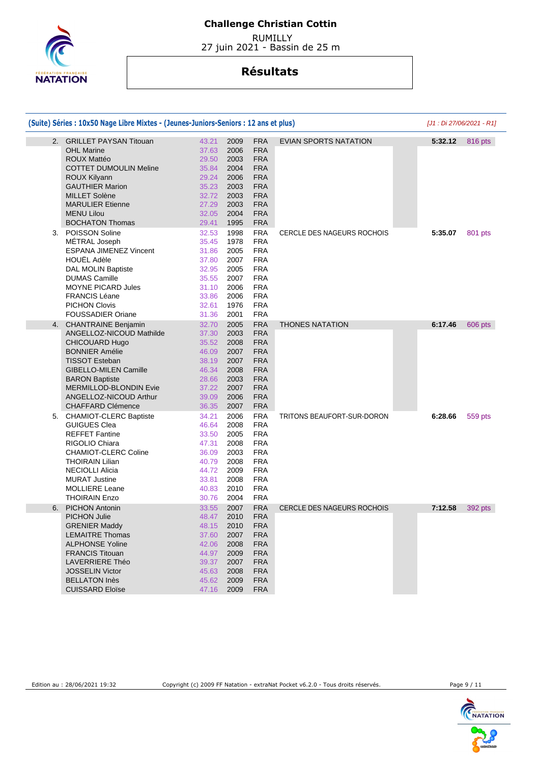# Challenge Christian Cottin

RUMILLY
27 juin 2021 - Bassin de 25 m

## Résultats

### (Suite) Séries : 10x50 Nage Libre Mixtes - (Jeunes-Juniors-Seniors : 12 ans et plus)

*[J1 : Di 27/06/2021 - R1]*

| Rang | Nom | Temps | Année | Nat. | Club | Temps final | Points |
|---|---|---|---|---|---|---|---|
| 2. | GRILLET PAYSAN Titouan | 43.21 | 2009 | FRA | EVIAN SPORTS NATATION | 5:32.12 | 816 pts |
| | OHL Marine | 37.63 | 2006 | FRA | | | |
| | ROUX Mattéo | 29.50 | 2003 | FRA | | | |
| | COTTET DUMOULIN Meline | 35.84 | 2004 | FRA | | | |
| | ROUX Kilyann | 29.24 | 2006 | FRA | | | |
| | GAUTHIER Marion | 35.23 | 2003 | FRA | | | |
| | MILLET Solène | 32.72 | 2003 | FRA | | | |
| | MARULIER Etienne | 27.29 | 2003 | FRA | | | |
| | MENU Lilou | 32.05 | 2004 | FRA | | | |
| | BOCHATON Thomas | 29.41 | 1995 | FRA | | | |
| 3. | POISSON Soline | 32.53 | 1998 | FRA | CERCLE DES NAGEURS ROCHOIS | 5:35.07 | 801 pts |
| | MÉTRAL Joseph | 35.45 | 1978 | FRA | | | |
| | ESPANA JIMENEZ Vincent | 31.86 | 2005 | FRA | | | |
| | HOUËL Adèle | 37.80 | 2007 | FRA | | | |
| | DAL MOLIN Baptiste | 32.95 | 2005 | FRA | | | |
| | DUMAS Camille | 35.55 | 2007 | FRA | | | |
| | MOYNE PICARD Jules | 31.10 | 2006 | FRA | | | |
| | FRANCIS Léane | 33.86 | 2006 | FRA | | | |
| | PICHON Clovis | 32.61 | 1976 | FRA | | | |
| | FOUSSADIER Oriane | 31.36 | 2001 | FRA | | | |
| 4. | CHANTRAINE Benjamin | 32.70 | 2005 | FRA | THONES NATATION | 6:17.46 | 606 pts |
| | ANGELLOZ-NICOUD Mathilde | 37.30 | 2003 | FRA | | | |
| | CHICOUARD Hugo | 35.52 | 2008 | FRA | | | |
| | BONNIER Amélie | 46.09 | 2007 | FRA | | | |
| | TISSOT Esteban | 38.19 | 2007 | FRA | | | |
| | GIBELLO-MILEN Camille | 46.34 | 2008 | FRA | | | |
| | BARON Baptiste | 28.66 | 2003 | FRA | | | |
| | MERMILLOD-BLONDIN Evie | 37.22 | 2007 | FRA | | | |
| | ANGELLOZ-NICOUD Arthur | 39.09 | 2006 | FRA | | | |
| | CHAFFARD Clémence | 36.35 | 2007 | FRA | | | |
| 5. | CHAMIOT-CLERC Baptiste | 34.21 | 2006 | FRA | TRITONS BEAUFORT-SUR-DORON | 6:28.66 | 559 pts |
| | GUIGUES Clea | 46.64 | 2008 | FRA | | | |
| | REFFET Fantine | 33.50 | 2005 | FRA | | | |
| | RIGOLIO Chiara | 47.31 | 2008 | FRA | | | |
| | CHAMIOT-CLERC Coline | 36.09 | 2003 | FRA | | | |
| | THOIRAIN Lilian | 40.79 | 2008 | FRA | | | |
| | NECIOLLI Alicia | 44.72 | 2009 | FRA | | | |
| | MURAT Justine | 33.81 | 2008 | FRA | | | |
| | MOLLIERE Leane | 40.83 | 2010 | FRA | | | |
| | THOIRAIN Enzo | 30.76 | 2004 | FRA | | | |
| 6. | PICHON Antonin | 33.55 | 2007 | FRA | CERCLE DES NAGEURS ROCHOIS | 7:12.58 | 392 pts |
| | PICHON Julie | 48.47 | 2010 | FRA | | | |
| | GRENIER Maddy | 48.15 | 2010 | FRA | | | |
| | LEMAITRE Thomas | 37.60 | 2007 | FRA | | | |
| | ALPHONSE Yoline | 42.06 | 2008 | FRA | | | |
| | FRANCIS Titouan | 44.97 | 2009 | FRA | | | |
| | LAVERRIERE Théo | 39.37 | 2007 | FRA | | | |
| | JOSSELIN Victor | 45.63 | 2008 | FRA | | | |
| | BELLATON Inès | 45.62 | 2009 | FRA | | | |
| | CUISSARD Eloïse | 47.16 | 2009 | FRA | | | |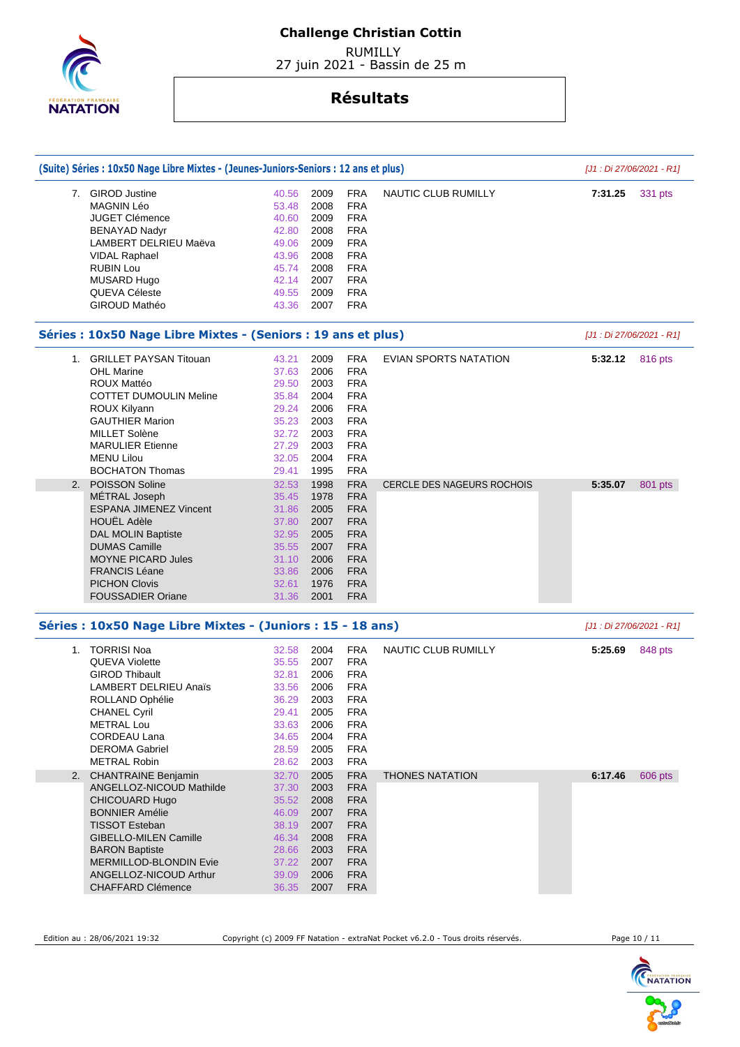# Challenge Christian Cottin

RUMILLY
27 juin 2021 - Bassin de 25 m

## Résultats

### (Suite) Séries : 10x50 Nage Libre Mixtes - (Jeunes-Juniors-Seniors : 12 ans et plus)

*[J1 : Di 27/06/2021 - R1]*

| Pl. | Nom | Temps | Année | Nat. | Club | Temps final | Points |
|---|---|---|---|---|---|---|---|
| 7. | GIROD Justine | 40.56 | 2009 | FRA | NAUTIC CLUB RUMILLY | 7:31.25 | 331 pts |
| | MAGNIN Léo | 53.48 | 2008 | FRA | | | |
| | JUGET Clémence | 40.60 | 2009 | FRA | | | |
| | BENAYAD Nadyr | 42.80 | 2008 | FRA | | | |
| | LAMBERT DELRIEU Maëva | 49.06 | 2009 | FRA | | | |
| | VIDAL Raphael | 43.96 | 2008 | FRA | | | |
| | RUBIN Lou | 45.74 | 2008 | FRA | | | |
| | MUSARD Hugo | 42.14 | 2007 | FRA | | | |
| | QUEVA Céleste | 49.55 | 2009 | FRA | | | |
| | GIROUD Mathéo | 43.36 | 2007 | FRA | | | |

### Séries : 10x50 Nage Libre Mixtes - (Seniors : 19 ans et plus)

*[J1 : Di 27/06/2021 - R1]*

| Pl. | Nom | Temps | Année | Nat. | Club | Temps final | Points |
|---|---|---|---|---|---|---|---|
| 1. | GRILLET PAYSAN Titouan | 43.21 | 2009 | FRA | EVIAN SPORTS NATATION | 5:32.12 | 816 pts |
| | OHL Marine | 37.63 | 2006 | FRA | | | |
| | ROUX Mattéo | 29.50 | 2003 | FRA | | | |
| | COTTET DUMOULIN Meline | 35.84 | 2004 | FRA | | | |
| | ROUX Kilyann | 29.24 | 2006 | FRA | | | |
| | GAUTHIER Marion | 35.23 | 2003 | FRA | | | |
| | MILLET Solène | 32.72 | 2003 | FRA | | | |
| | MARULIER Etienne | 27.29 | 2003 | FRA | | | |
| | MENU Lilou | 32.05 | 2004 | FRA | | | |
| | BOCHATON Thomas | 29.41 | 1995 | FRA | | | |
| 2. | POISSON Soline | 32.53 | 1998 | FRA | CERCLE DES NAGEURS ROCHOIS | 5:35.07 | 801 pts |
| | MÉTRAL Joseph | 35.45 | 1978 | FRA | | | |
| | ESPANA JIMENEZ Vincent | 31.86 | 2005 | FRA | | | |
| | HOUËL Adèle | 37.80 | 2007 | FRA | | | |
| | DAL MOLIN Baptiste | 32.95 | 2005 | FRA | | | |
| | DUMAS Camille | 35.55 | 2007 | FRA | | | |
| | MOYNE PICARD Jules | 31.10 | 2006 | FRA | | | |
| | FRANCIS Léane | 33.86 | 2006 | FRA | | | |
| | PICHON Clovis | 32.61 | 1976 | FRA | | | |
| | FOUSSADIER Oriane | 31.36 | 2001 | FRA | | | |

### Séries : 10x50 Nage Libre Mixtes - (Juniors : 15 - 18 ans)

*[J1 : Di 27/06/2021 - R1]*

| Pl. | Nom | Temps | Année | Nat. | Club | Temps final | Points |
|---|---|---|---|---|---|---|---|
| 1. | TORRISI Noa | 32.58 | 2004 | FRA | NAUTIC CLUB RUMILLY | 5:25.69 | 848 pts |
| | QUEVA Violette | 35.55 | 2007 | FRA | | | |
| | GIROD Thibault | 32.81 | 2006 | FRA | | | |
| | LAMBERT DELRIEU Anaïs | 33.56 | 2006 | FRA | | | |
| | ROLLAND Ophélie | 36.29 | 2003 | FRA | | | |
| | CHANEL Cyril | 29.41 | 2005 | FRA | | | |
| | METRAL Lou | 33.63 | 2006 | FRA | | | |
| | CORDEAU Lana | 34.65 | 2004 | FRA | | | |
| | DEROMA Gabriel | 28.59 | 2005 | FRA | | | |
| | METRAL Robin | 28.62 | 2003 | FRA | | | |
| 2. | CHANTRAINE Benjamin | 32.70 | 2005 | FRA | THONES NATATION | 6:17.46 | 606 pts |
| | ANGELLOZ-NICOUD Mathilde | 37.30 | 2003 | FRA | | | |
| | CHICOUARD Hugo | 35.52 | 2008 | FRA | | | |
| | BONNIER Amélie | 46.09 | 2007 | FRA | | | |
| | TISSOT Esteban | 38.19 | 2007 | FRA | | | |
| | GIBELLO-MILEN Camille | 46.34 | 2008 | FRA | | | |
| | BARON Baptiste | 28.66 | 2003 | FRA | | | |
| | MERMILLOD-BLONDIN Evie | 37.22 | 2007 | FRA | | | |
| | ANGELLOZ-NICOUD Arthur | 39.09 | 2006 | FRA | | | |
| | CHAFFARD Clémence | 36.35 | 2007 | FRA | | | |

Edition au : 28/06/2021 19:32 — Copyright (c) 2009 FF Natation - extraNat Pocket v6.2.0 - Tous droits réservés.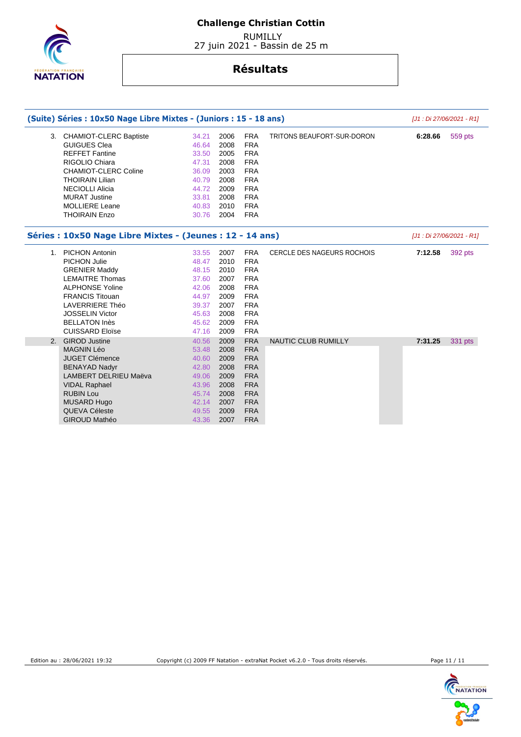**Challenge Christian Cottin**

RUMILLY

27 juin 2021 - Bassin de 25 m

# Résultats

## (Suite) Séries : 10x50 Nage Libre Mixtes - (Juniors : 15 - 18 ans)

*[J1 : Di 27/06/2021 - R1]*

| | | | | | | | |
|---|---|---|---|---|---|---|---|
| 3. | CHAMIOT-CLERC Baptiste | 34.21 | 2006 | FRA | TRITONS BEAUFORT-SUR-DORON | **6:28.66** | 559 pts |
| | GUIGUES Clea | 46.64 | 2008 | FRA | | | |
| | REFFET Fantine | 33.50 | 2005 | FRA | | | |
| | RIGOLIO Chiara | 47.31 | 2008 | FRA | | | |
| | CHAMIOT-CLERC Coline | 36.09 | 2003 | FRA | | | |
| | THOIRAIN Lilian | 40.79 | 2008 | FRA | | | |
| | NECIOLLI Alicia | 44.72 | 2009 | FRA | | | |
| | MURAT Justine | 33.81 | 2008 | FRA | | | |
| | MOLLIERE Leane | 40.83 | 2010 | FRA | | | |
| | THOIRAIN Enzo | 30.76 | 2004 | FRA | | | |

## Séries : 10x50 Nage Libre Mixtes - (Jeunes : 12 - 14 ans)

*[J1 : Di 27/06/2021 - R1]*

| | | | | | | | |
|---|---|---|---|---|---|---|---|
| 1. | PICHON Antonin | 33.55 | 2007 | FRA | CERCLE DES NAGEURS ROCHOIS | **7:12.58** | 392 pts |
| | PICHON Julie | 48.47 | 2010 | FRA | | | |
| | GRENIER Maddy | 48.15 | 2010 | FRA | | | |
| | LEMAITRE Thomas | 37.60 | 2007 | FRA | | | |
| | ALPHONSE Yoline | 42.06 | 2008 | FRA | | | |
| | FRANCIS Titouan | 44.97 | 2009 | FRA | | | |
| | LAVERRIERE Théo | 39.37 | 2007 | FRA | | | |
| | JOSSELIN Victor | 45.63 | 2008 | FRA | | | |
| | BELLATON Inès | 45.62 | 2009 | FRA | | | |
| | CUISSARD Eloïse | 47.16 | 2009 | FRA | | | |
| 2. | GIROD Justine | 40.56 | 2009 | FRA | NAUTIC CLUB RUMILLY | **7:31.25** | 331 pts |
| | MAGNIN Léo | 53.48 | 2008 | FRA | | | |
| | JUGET Clémence | 40.60 | 2009 | FRA | | | |
| | BENAYAD Nadyr | 42.80 | 2008 | FRA | | | |
| | LAMBERT DELRIEU Maëva | 49.06 | 2009 | FRA | | | |
| | VIDAL Raphael | 43.96 | 2008 | FRA | | | |
| | RUBIN Lou | 45.74 | 2008 | FRA | | | |
| | MUSARD Hugo | 42.14 | 2007 | FRA | | | |
| | QUEVA Céleste | 49.55 | 2009 | FRA | | | |
| | GIROUD Mathéo | 43.36 | 2007 | FRA | | | |

Edition au : 28/06/2021 19:32 Copyright (c) 2009 FF Natation - extraNat Pocket v6.2.0 - Tous droits réservés.